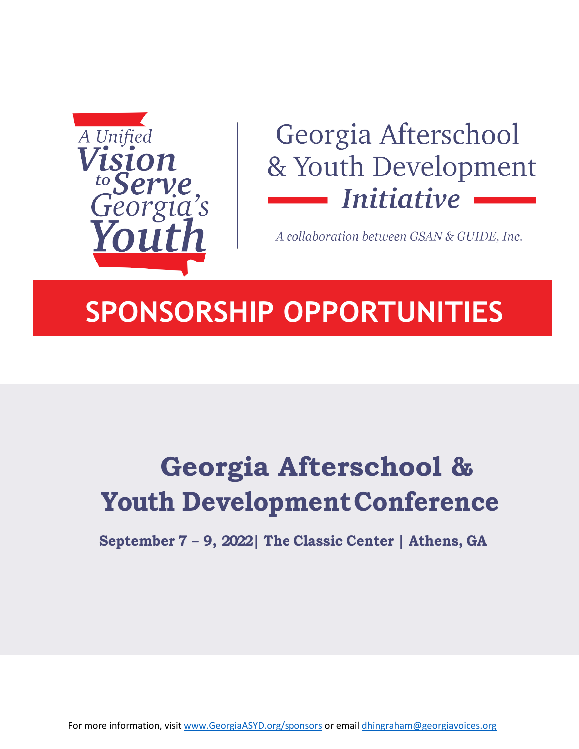A Unified Vision to Serve Georgia's Youth

Georgia Afterschool & Youth Development *Initiative*

*A collaboration between GSAN & GUIDE, Inc.*

# SPONSORSHIP OPPORTUNITIES

# Georgia Afterschool & Youth Development Conference

**September 7 – 9, 2022| The Classic Center | Athens, GA**

For more information, visit www.GeorgiaASYD.org/sponsors or email dhingraham@georgiavoices.org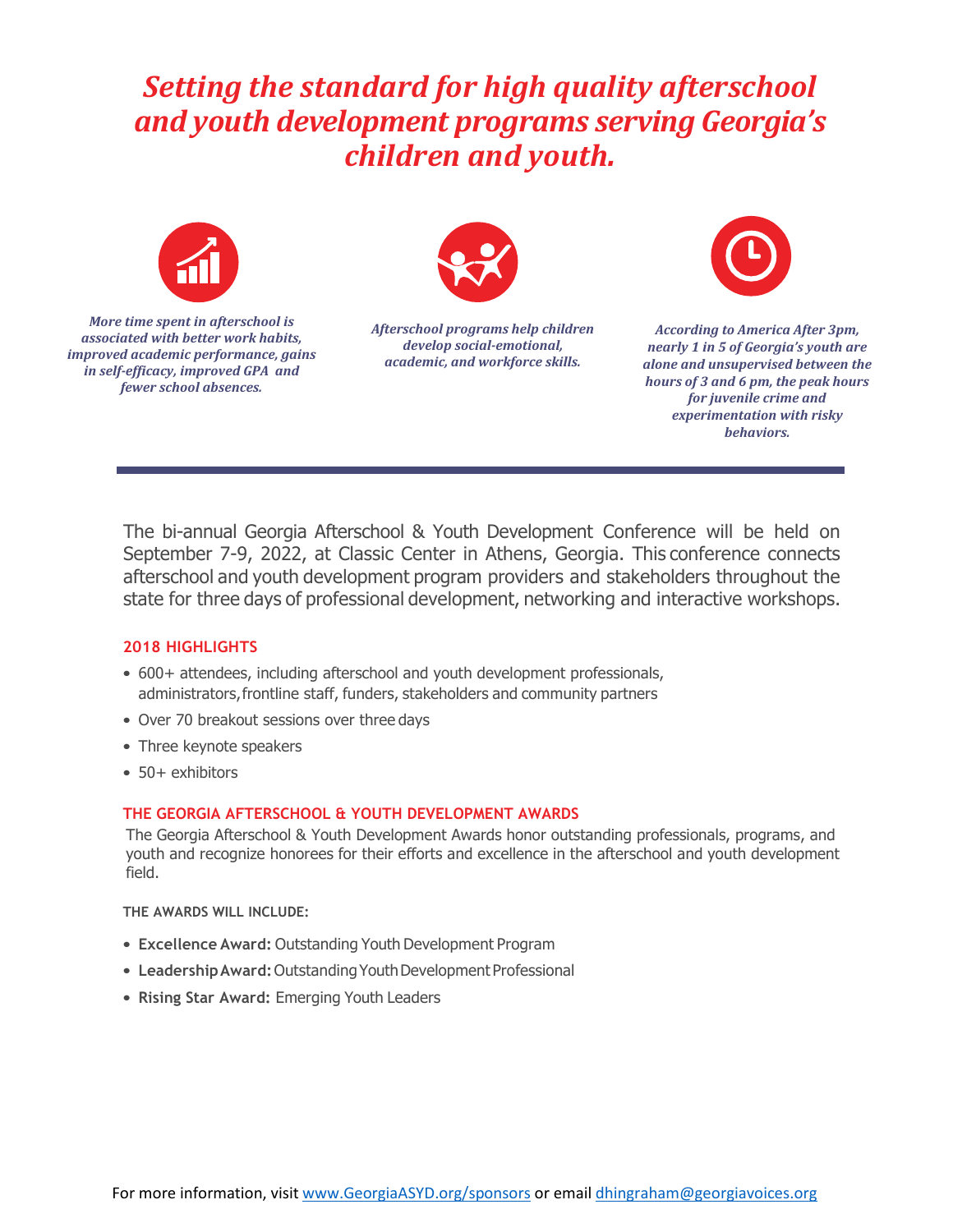# *Setting the standard for high quality afterschool and youth development programs serving Georgia's children and youth.*

***More time spent in afterschool is associated with better work habits, improved academic performance, gains in self-efficacy, improved GPA and fewer school absences.***

***Afterschool programs help children develop social-emotional, academic, and workforce skills.***

***According to America After 3pm, nearly 1 in 5 of Georgia's youth are alone and unsupervised between the hours of 3 and 6 pm, the peak hours for juvenile crime and experimentation with risky behaviors.***

---

The bi-annual Georgia Afterschool & Youth Development Conference will be held on September 7-9, 2022, at Classic Center in Athens, Georgia. This conference connects afterschool and youth development program providers and stakeholders throughout the state for three days of professional development, networking and interactive workshops.

## 2018 HIGHLIGHTS

- 600+ attendees, including afterschool and youth development professionals, administrators, frontline staff, funders, stakeholders and community partners
- Over 70 breakout sessions over three days
- Three keynote speakers
- 50+ exhibitors

## THE GEORGIA AFTERSCHOOL & YOUTH DEVELOPMENT AWARDS

The Georgia Afterschool & Youth Development Awards honor outstanding professionals, programs, and youth and recognize honorees for their efforts and excellence in the afterschool and youth development field.

### THE AWARDS WILL INCLUDE:

- **Excellence Award:** Outstanding Youth Development Program
- **Leadership Award:** Outstanding Youth Development Professional
- **Rising Star Award:** Emerging Youth Leaders

For more information, visit www.GeorgiaASYD.org/sponsors or email dhingraham@georgiavoices.org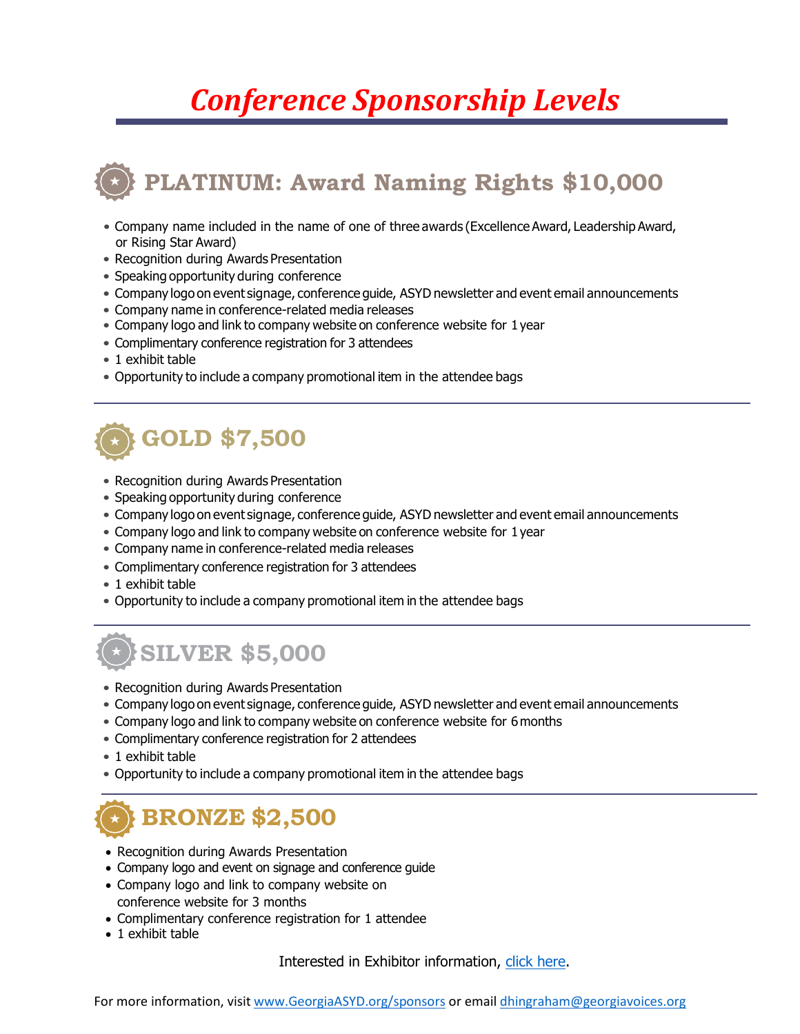# Conference Sponsorship Levels

## PLATINUM: Award Naming Rights $10,000

- Company name included in the name of one of three awards (Excellence Award, Leadership Award, or Rising Star Award)
- Recognition during Awards Presentation
- Speaking opportunity during conference
- Company logo on event signage, conference guide, ASYD newsletter and event email announcements
- Company name in conference-related media releases
- Company logo and link to company website on conference website for 1 year
- Complimentary conference registration for 3 attendees
- 1 exhibit table
- Opportunity to include a company promotional item in the attendee bags

## GOLD $7,500

- Recognition during Awards Presentation
- Speaking opportunity during conference
- Company logo on event signage, conference guide, ASYD newsletter and event email announcements
- Company logo and link to company website on conference website for 1 year
- Company name in conference-related media releases
- Complimentary conference registration for 3 attendees
- 1 exhibit table
- Opportunity to include a company promotional item in the attendee bags

## SILVER $5,000

- Recognition during Awards Presentation
- Company logo on event signage, conference guide, ASYD newsletter and event email announcements
- Company logo and link to company website on conference website for 6 months
- Complimentary conference registration for 2 attendees
- 1 exhibit table
- Opportunity to include a company promotional item in the attendee bags

## BRONZE $2,500

- Recognition during Awards Presentation
- Company logo and event on signage and conference guide
- Company logo and link to company website on conference website for 3 months
- Complimentary conference registration for 1 attendee
- 1 exhibit table

Interested in Exhibitor information, click here.

For more information, visit www.GeorgiaASYD.org/sponsors or email dhingraham@georgiavoices.org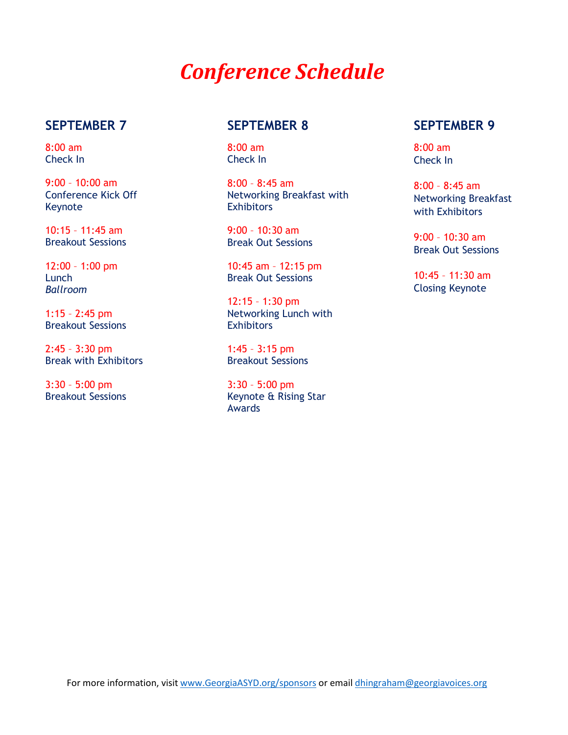# *Conference Schedule*

## SEPTEMBER 7

8:00 am
Check In

9:00 – 10:00 am
Conference Kick Off Keynote

10:15 – 11:45 am
Breakout Sessions

12:00 – 1:00 pm
Lunch
*Ballroom*

1:15 – 2:45 pm
Breakout Sessions

2:45 – 3:30 pm
Break with Exhibitors

3:30 – 5:00 pm
Breakout Sessions

## SEPTEMBER 8

8:00 am
Check In

8:00 – 8:45 am
Networking Breakfast with Exhibitors

9:00 – 10:30 am
Break Out Sessions

10:45 am – 12:15 pm
Break Out Sessions

12:15 – 1:30 pm
Networking Lunch with Exhibitors

1:45 – 3:15 pm
Breakout Sessions

3:30 – 5:00 pm
Keynote & Rising Star Awards

## SEPTEMBER 9

8:00 am
Check In

8:00 – 8:45 am
Networking Breakfast with Exhibitors

9:00 – 10:30 am
Break Out Sessions

10:45 – 11:30 am
Closing Keynote

For more information, visit www.GeorgiaASYD.org/sponsors or email dhingraham@georgiavoices.org